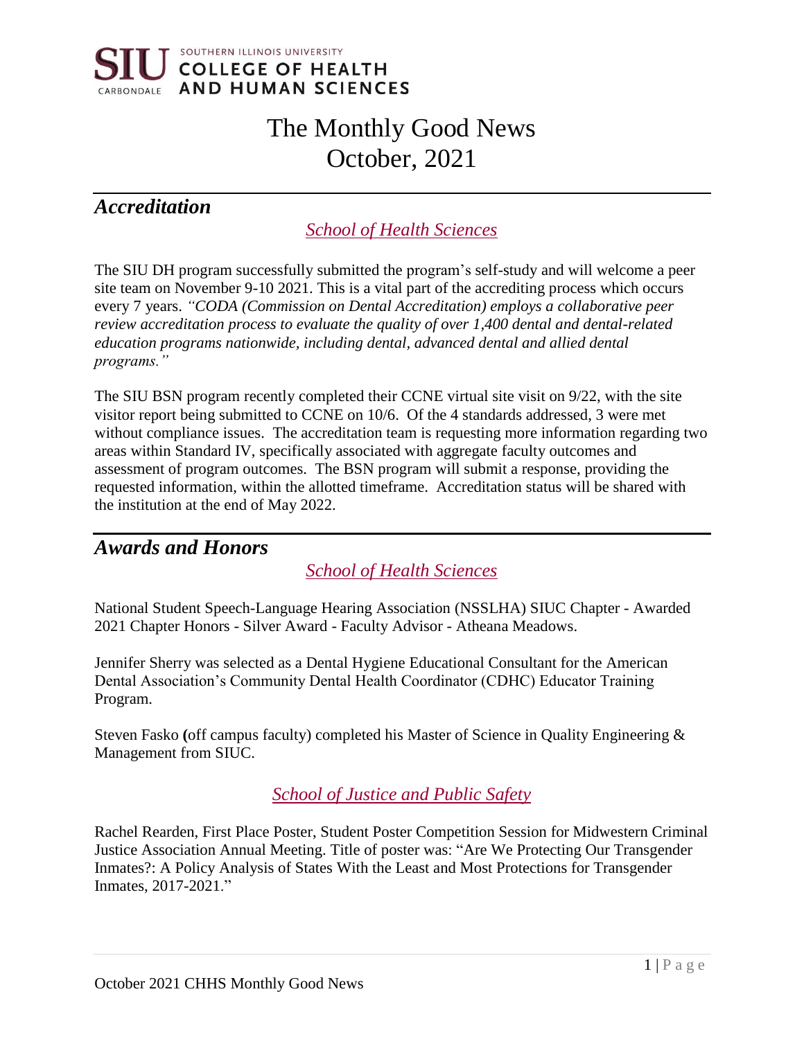SOUTHERN ILLINOIS UNIVERSITY CARBONDALE COLLEGE OF HEALTH AND HUMAN SCIENCES

# The Monthly Good News
# October, 2021

## Accreditation

### School of Health Sciences

The SIU DH program successfully submitted the program's self-study and will welcome a peer site team on November 9-10 2021. This is a vital part of the accrediting process which occurs every 7 years. *"CODA (Commission on Dental Accreditation) employs a collaborative peer review accreditation process to evaluate the quality of over 1,400 dental and dental-related education programs nationwide, including dental, advanced dental and allied dental programs."*

The SIU BSN program recently completed their CCNE virtual site visit on 9/22, with the site visitor report being submitted to CCNE on 10/6. Of the 4 standards addressed, 3 were met without compliance issues. The accreditation team is requesting more information regarding two areas within Standard IV, specifically associated with aggregate faculty outcomes and assessment of program outcomes. The BSN program will submit a response, providing the requested information, within the allotted timeframe. Accreditation status will be shared with the institution at the end of May 2022.

## Awards and Honors

### School of Health Sciences

National Student Speech-Language Hearing Association (NSSLHA) SIUC Chapter - Awarded 2021 Chapter Honors - Silver Award - Faculty Advisor - Atheana Meadows.

Jennifer Sherry was selected as a Dental Hygiene Educational Consultant for the American Dental Association's Community Dental Health Coordinator (CDHC) Educator Training Program.

Steven Fasko (off campus faculty) completed his Master of Science in Quality Engineering & Management from SIUC.

### School of Justice and Public Safety

Rachel Rearden, First Place Poster, Student Poster Competition Session for Midwestern Criminal Justice Association Annual Meeting. Title of poster was: "Are We Protecting Our Transgender Inmates?: A Policy Analysis of States With the Least and Most Protections for Transgender Inmates, 2017-2021."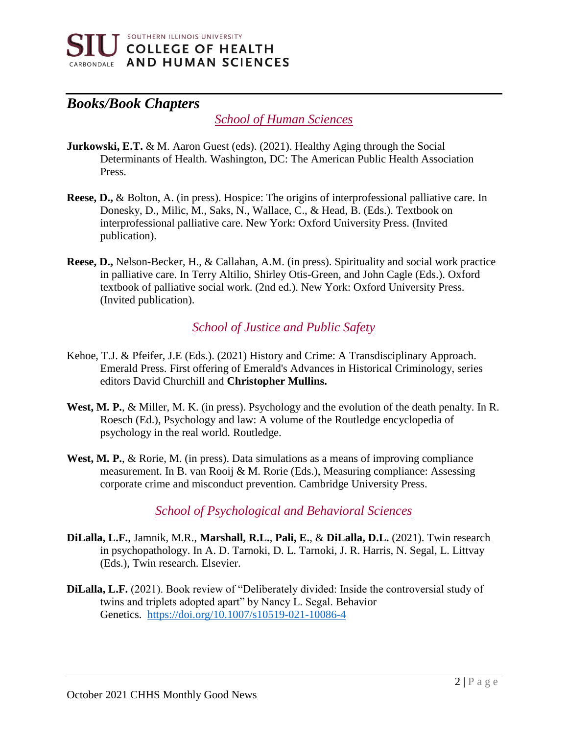## *Books/Book Chapters*

### *School of Human Sciences*

**Jurkowski, E.T.** & M. Aaron Guest (eds). (2021). Healthy Aging through the Social Determinants of Health. Washington, DC: The American Public Health Association Press.

**Reese, D.,** & Bolton, A. (in press). Hospice: The origins of interprofessional palliative care. In Donesky, D., Milic, M., Saks, N., Wallace, C., & Head, B. (Eds.). Textbook on interprofessional palliative care. New York: Oxford University Press. (Invited publication).

**Reese, D.,** Nelson-Becker, H., & Callahan, A.M. (in press). Spirituality and social work practice in palliative care. In Terry Altilio, Shirley Otis-Green, and John Cagle (Eds.). Oxford textbook of palliative social work. (2nd ed.). New York: Oxford University Press. (Invited publication).

### *School of Justice and Public Safety*

Kehoe, T.J. & Pfeifer, J.E (Eds.). (2021) History and Crime: A Transdisciplinary Approach. Emerald Press. First offering of Emerald's Advances in Historical Criminology, series editors David Churchill and **Christopher Mullins.**

**West, M. P.**, & Miller, M. K. (in press). Psychology and the evolution of the death penalty. In R. Roesch (Ed.), Psychology and law: A volume of the Routledge encyclopedia of psychology in the real world. Routledge.

**West, M. P.**, & Rorie, M. (in press). Data simulations as a means of improving compliance measurement. In B. van Rooij & M. Rorie (Eds.), Measuring compliance: Assessing corporate crime and misconduct prevention. Cambridge University Press.

### *School of Psychological and Behavioral Sciences*

**DiLalla, L.F.**, Jamnik, M.R., **Marshall, R.L.**, **Pali, E.**, & **DiLalla, D.L.** (2021). Twin research in psychopathology. In A. D. Tarnoki, D. L. Tarnoki, J. R. Harris, N. Segal, L. Littvay (Eds.), Twin research. Elsevier.

**DiLalla, L.F.** (2021). Book review of "Deliberately divided: Inside the controversial study of twins and triplets adopted apart" by Nancy L. Segal. Behavior Genetics. https://doi.org/10.1007/s10519-021-10086-4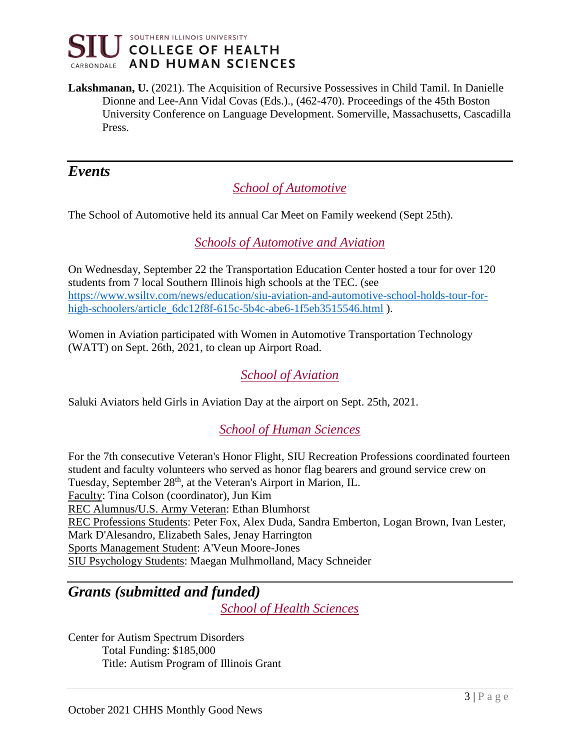**Lakshmanan, U.** (2021). The Acquisition of Recursive Possessives in Child Tamil. In Danielle Dionne and Lee-Ann Vidal Covas (Eds.)., (462-470). Proceedings of the 45th Boston University Conference on Language Development. Somerville, Massachusetts, Cascadilla Press.

## *Events*

### *School of Automotive*

The School of Automotive held its annual Car Meet on Family weekend (Sept 25th).

### *Schools of Automotive and Aviation*

On Wednesday, September 22 the Transportation Education Center hosted a tour for over 120 students from 7 local Southern Illinois high schools at the TEC. (see https://www.wsiltv.com/news/education/siu-aviation-and-automotive-school-holds-tour-for-high-schoolers/article_6dc12f8f-615c-5b4c-abe6-1f5eb3515546.html ).

Women in Aviation participated with Women in Automotive Transportation Technology (WATT) on Sept. 26th, 2021, to clean up Airport Road.

### *School of Aviation*

Saluki Aviators held Girls in Aviation Day at the airport on Sept. 25th, 2021.

### *School of Human Sciences*

For the 7th consecutive Veteran's Honor Flight, SIU Recreation Professions coordinated fourteen student and faculty volunteers who served as honor flag bearers and ground service crew on Tuesday, September 28th, at the Veteran's Airport in Marion, IL.
Faculty: Tina Colson (coordinator), Jun Kim
REC Alumnus/U.S. Army Veteran: Ethan Blumhorst
REC Professions Students: Peter Fox, Alex Duda, Sandra Emberton, Logan Brown, Ivan Lester, Mark D'Alesandro, Elizabeth Sales, Jenay Harrington
Sports Management Student: A'Veun Moore-Jones
SIU Psychology Students: Maegan Mulhmolland, Macy Schneider

## *Grants (submitted and funded)*

### *School of Health Sciences*

Center for Autism Spectrum Disorders
Total Funding: $185,000
Title: Autism Program of Illinois Grant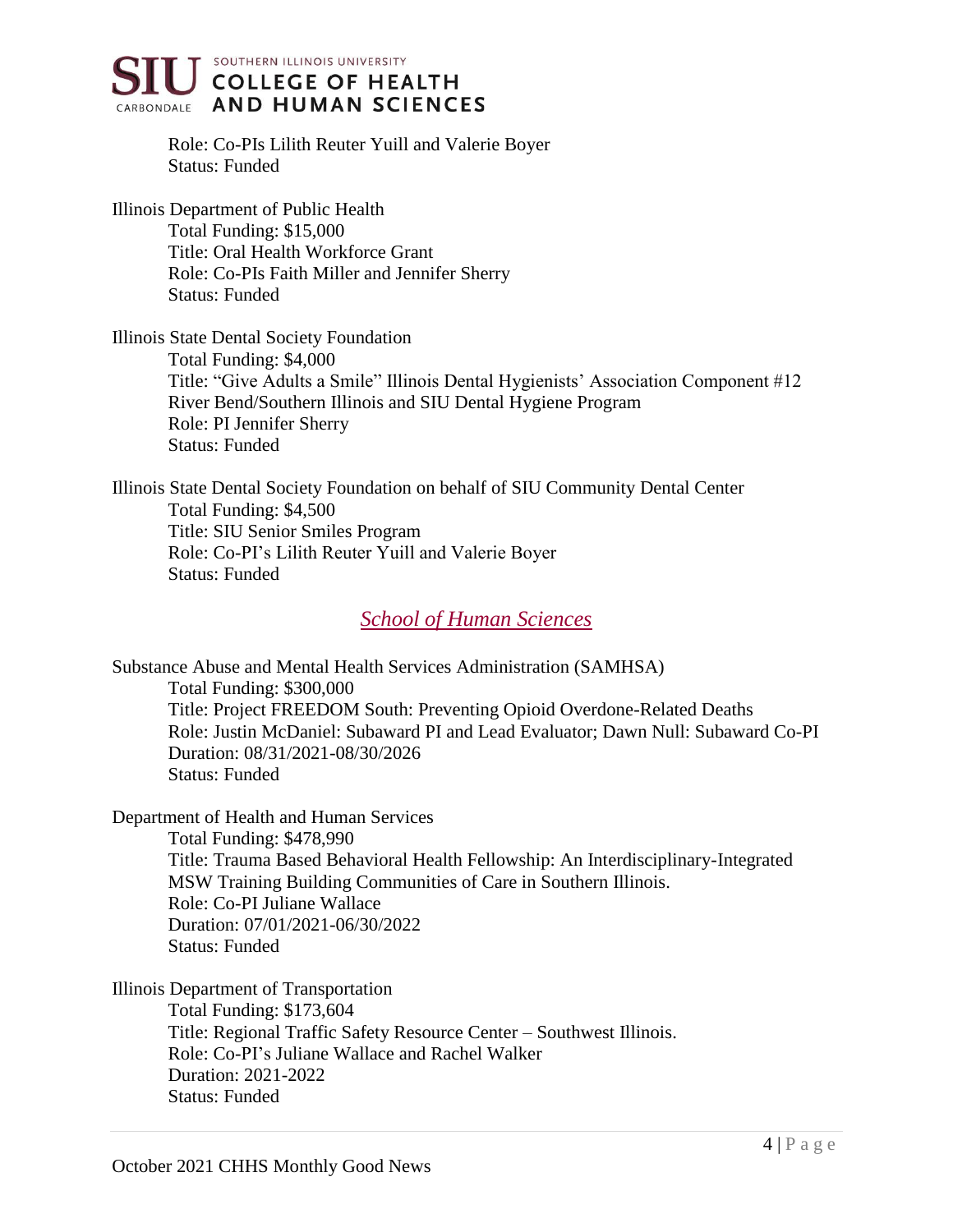Role: Co-PIs Lilith Reuter Yuill and Valerie Boyer
Status: Funded

Illinois Department of Public Health
Total Funding: $15,000
Title: Oral Health Workforce Grant
Role: Co-PIs Faith Miller and Jennifer Sherry
Status: Funded

Illinois State Dental Society Foundation
Total Funding: $4,000
Title: "Give Adults a Smile" Illinois Dental Hygienists' Association Component #12 River Bend/Southern Illinois and SIU Dental Hygiene Program
Role: PI Jennifer Sherry
Status: Funded

Illinois State Dental Society Foundation on behalf of SIU Community Dental Center
Total Funding: $4,500
Title: SIU Senior Smiles Program
Role: Co-PI's Lilith Reuter Yuill and Valerie Boyer
Status: Funded

## *School of Human Sciences*

Substance Abuse and Mental Health Services Administration (SAMHSA)
Total Funding: $300,000
Title: Project FREEDOM South: Preventing Opioid Overdone-Related Deaths
Role: Justin McDaniel: Subaward PI and Lead Evaluator; Dawn Null: Subaward Co-PI
Duration: 08/31/2021-08/30/2026
Status: Funded

Department of Health and Human Services
Total Funding: $478,990
Title: Trauma Based Behavioral Health Fellowship: An Interdisciplinary-Integrated MSW Training Building Communities of Care in Southern Illinois.
Role: Co-PI Juliane Wallace
Duration: 07/01/2021-06/30/2022
Status: Funded

Illinois Department of Transportation
Total Funding: $173,604
Title: Regional Traffic Safety Resource Center – Southwest Illinois.
Role: Co-PI's Juliane Wallace and Rachel Walker
Duration: 2021-2022
Status: Funded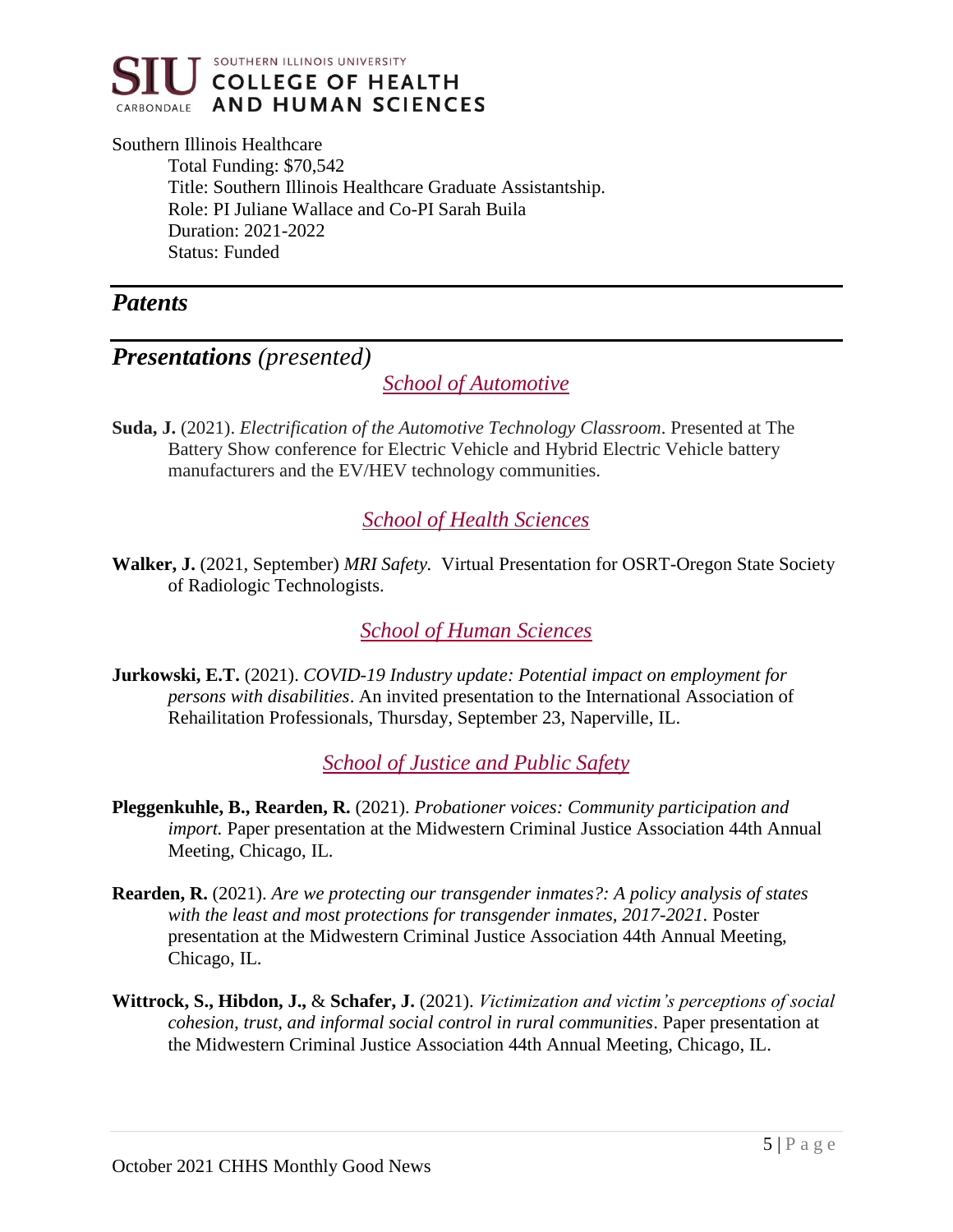Southern Illinois Healthcare

Total Funding: $70,542
Title: Southern Illinois Healthcare Graduate Assistantship.
Role: PI Juliane Wallace and Co-PI Sarah Buila
Duration: 2021-2022
Status: Funded

## *Patents*

## *Presentations (presented)*

### *School of Automotive*

**Suda, J.** (2021). *Electrification of the Automotive Technology Classroom*. Presented at The Battery Show conference for Electric Vehicle and Hybrid Electric Vehicle battery manufacturers and the EV/HEV technology communities.

### *School of Health Sciences*

**Walker, J.** (2021, September) *MRI Safety.* Virtual Presentation for OSRT-Oregon State Society of Radiologic Technologists.

### *School of Human Sciences*

**Jurkowski, E.T.** (2021). *COVID-19 Industry update: Potential impact on employment for persons with disabilities*. An invited presentation to the International Association of Rehailitation Professionals, Thursday, September 23, Naperville, IL.

### *School of Justice and Public Safety*

**Pleggenkuhle, B., Rearden, R.** (2021). *Probationer voices: Community participation and import.* Paper presentation at the Midwestern Criminal Justice Association 44th Annual Meeting, Chicago, IL.

**Rearden, R.** (2021). *Are we protecting our transgender inmates?: A policy analysis of states with the least and most protections for transgender inmates, 2017-2021.* Poster presentation at the Midwestern Criminal Justice Association 44th Annual Meeting, Chicago, IL.

**Wittrock, S., Hibdon, J.,** & **Schafer, J.** (2021). *Victimization and victim's perceptions of social cohesion, trust, and informal social control in rural communities*. Paper presentation at the Midwestern Criminal Justice Association 44th Annual Meeting, Chicago, IL.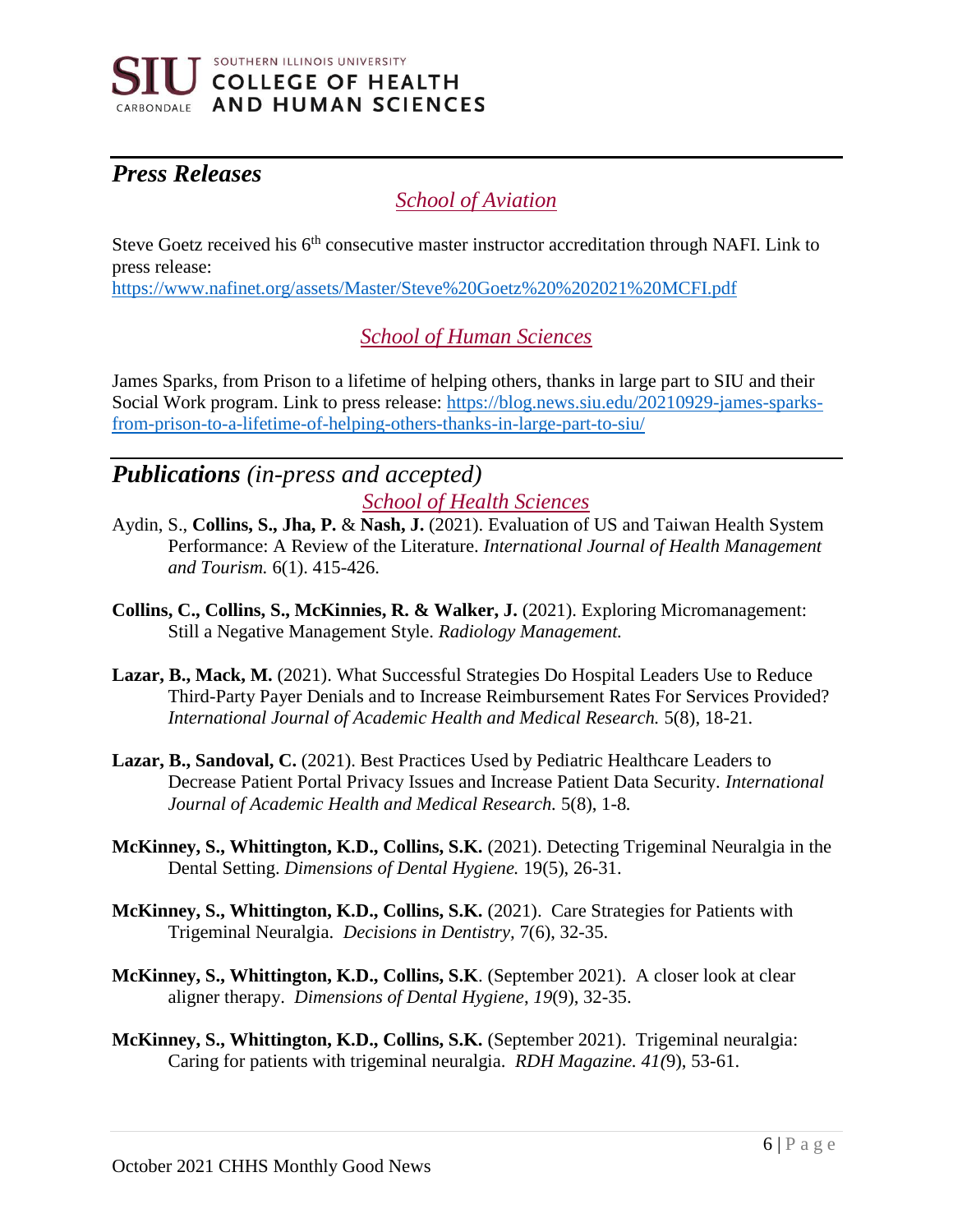## *Press Releases*

### *School of Aviation*

Steve Goetz received his 6th consecutive master instructor accreditation through NAFI. Link to press release:
https://www.nafinet.org/assets/Master/Steve%20Goetz%20%202021%20MCFI.pdf

### *School of Human Sciences*

James Sparks, from Prison to a lifetime of helping others, thanks in large part to SIU and their Social Work program. Link to press release: https://blog.news.siu.edu/20210929-james-sparks-from-prison-to-a-lifetime-of-helping-others-thanks-in-large-part-to-siu/

## ***Publications** (in-press and accepted)*

### *School of Health Sciences*

Aydin, S., **Collins, S., Jha, P.** & **Nash, J.** (2021). Evaluation of US and Taiwan Health System Performance: A Review of the Literature. *International Journal of Health Management and Tourism.* 6(1). 415-426.

**Collins, C., Collins, S., McKinnies, R. & Walker, J.** (2021). Exploring Micromanagement: Still a Negative Management Style. *Radiology Management.*

**Lazar, B., Mack, M.** (2021). What Successful Strategies Do Hospital Leaders Use to Reduce Third-Party Payer Denials and to Increase Reimbursement Rates For Services Provided? *International Journal of Academic Health and Medical Research.* 5(8), 18-21.

**Lazar, B., Sandoval, C.** (2021). Best Practices Used by Pediatric Healthcare Leaders to Decrease Patient Portal Privacy Issues and Increase Patient Data Security. *International Journal of Academic Health and Medical Research.* 5(8), 1-8.

**McKinney, S., Whittington, K.D., Collins, S.K.** (2021). Detecting Trigeminal Neuralgia in the Dental Setting. *Dimensions of Dental Hygiene.* 19(5), 26-31.

**McKinney, S., Whittington, K.D., Collins, S.K.** (2021). Care Strategies for Patients with Trigeminal Neuralgia. *Decisions in Dentistry*, 7(6), 32-35.

**McKinney, S., Whittington, K.D., Collins, S.K**. (September 2021). A closer look at clear aligner therapy. *Dimensions of Dental Hygiene*, *19*(9), 32-35.

**McKinney, S., Whittington, K.D., Collins, S.K.** (September 2021). Trigeminal neuralgia: Caring for patients with trigeminal neuralgia. *RDH Magazine. 41(*9), 53-61.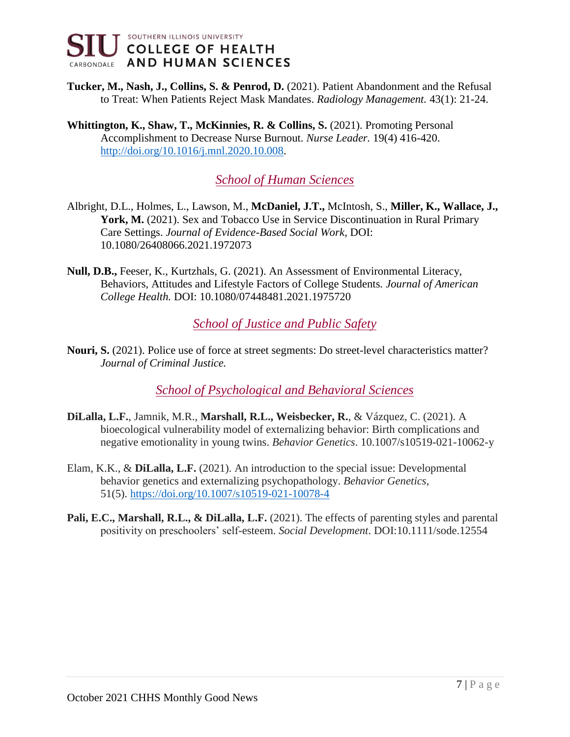**Tucker, M., Nash, J., Collins, S. & Penrod, D.** (2021). Patient Abandonment and the Refusal to Treat: When Patients Reject Mask Mandates. *Radiology Management.* 43(1): 21-24.

**Whittington, K., Shaw, T., McKinnies, R. & Collins, S.** (2021). Promoting Personal Accomplishment to Decrease Nurse Burnout. *Nurse Leader.* 19(4) 416-420. http://doi.org/10.1016/j.mnl.2020.10.008.

## *School of Human Sciences*

Albright, D.L., Holmes, L., Lawson, M., **McDaniel, J.T.,** McIntosh, S., **Miller, K., Wallace, J., York, M.** (2021). Sex and Tobacco Use in Service Discontinuation in Rural Primary Care Settings. *Journal of Evidence-Based Social Work*, DOI: 10.1080/26408066.2021.1972073

**Null, D.B.,** Feeser, K., Kurtzhals, G. (2021). An Assessment of Environmental Literacy, Behaviors, Attitudes and Lifestyle Factors of College Students. *Journal of American College Health.* DOI: 10.1080/07448481.2021.1975720

## *School of Justice and Public Safety*

**Nouri, S.** (2021). Police use of force at street segments: Do street-level characteristics matter? *Journal of Criminal Justice.*

## *School of Psychological and Behavioral Sciences*

**DiLalla, L.F.**, Jamnik, M.R., **Marshall, R.L., Weisbecker, R.**, & Vázquez, C. (2021). A bioecological vulnerability model of externalizing behavior: Birth complications and negative emotionality in young twins. *Behavior Genetics*. 10.1007/s10519-021-10062-y

Elam, K.K., & **DiLalla, L.F.** (2021). An introduction to the special issue: Developmental behavior genetics and externalizing psychopathology. *Behavior Genetics*, 51(5). https://doi.org/10.1007/s10519-021-10078-4

**Pali, E.C., Marshall, R.L., & DiLalla, L.F.** (2021). The effects of parenting styles and parental positivity on preschoolers' self-esteem. *Social Development*. DOI:10.1111/sode.12554